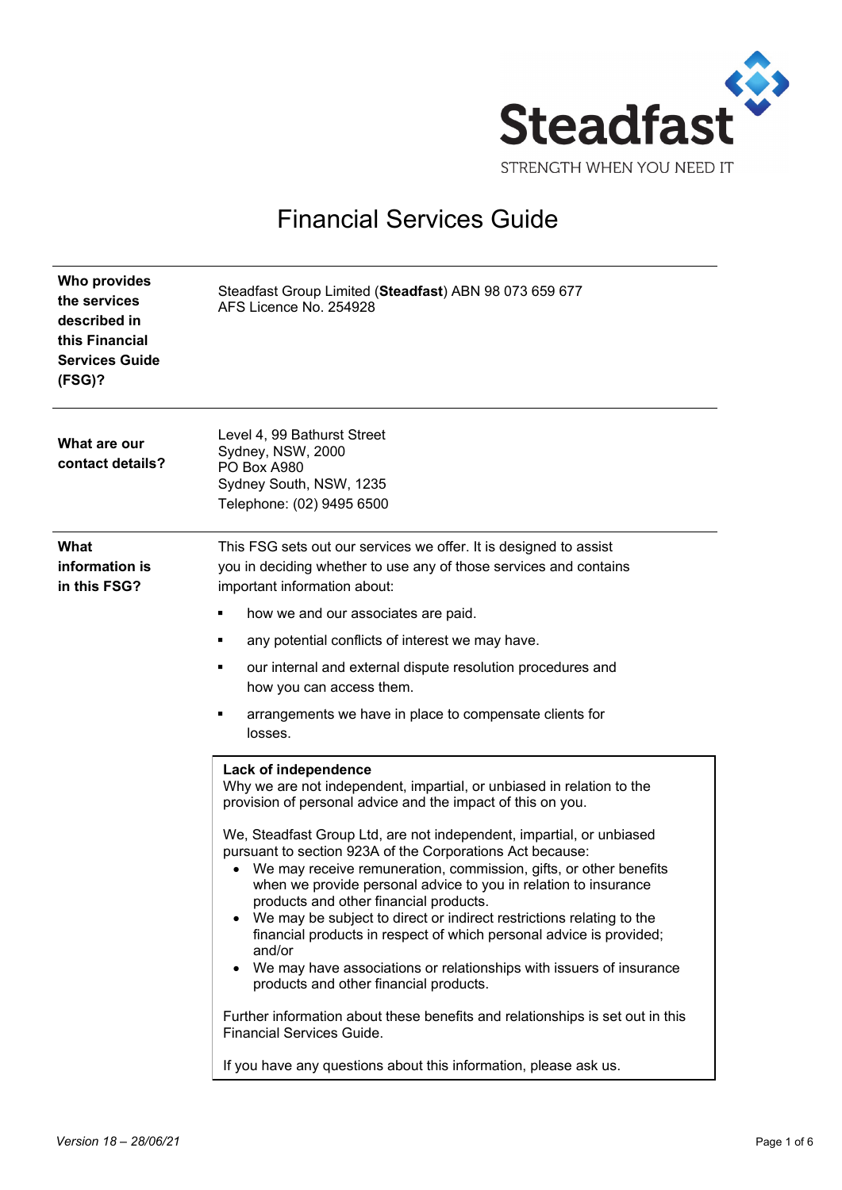# Financial Services Guide

**Who provides the services described in this Financial Services Guide (FSG)?**

Steadfast Group Limited (**Steadfast**) ABN 98 073 659 677
AFS Licence No. 254928

**What are our contact details?**

Level 4, 99 Bathurst Street
Sydney, NSW, 2000
PO Box A980
Sydney South, NSW, 1235
Telephone: (02) 9495 6500

**What information is in this FSG?**

This FSG sets out our services we offer. It is designed to assist you in deciding whether to use any of those services and contains important information about:

- how we and our associates are paid.
- any potential conflicts of interest we may have.
- our internal and external dispute resolution procedures and how you can access them.
- arrangements we have in place to compensate clients for losses.

**Lack of independence**
Why we are not independent, impartial, or unbiased in relation to the provision of personal advice and the impact of this on you.

We, Steadfast Group Ltd, are not independent, impartial, or unbiased pursuant to section 923A of the Corporations Act because:

- We may receive remuneration, commission, gifts, or other benefits when we provide personal advice to you in relation to insurance products and other financial products.
- We may be subject to direct or indirect restrictions relating to the financial products in respect of which personal advice is provided; and/or
- We may have associations or relationships with issuers of insurance products and other financial products.

Further information about these benefits and relationships is set out in this Financial Services Guide.

If you have any questions about this information, please ask us.

*Version 18 – 28/06/21*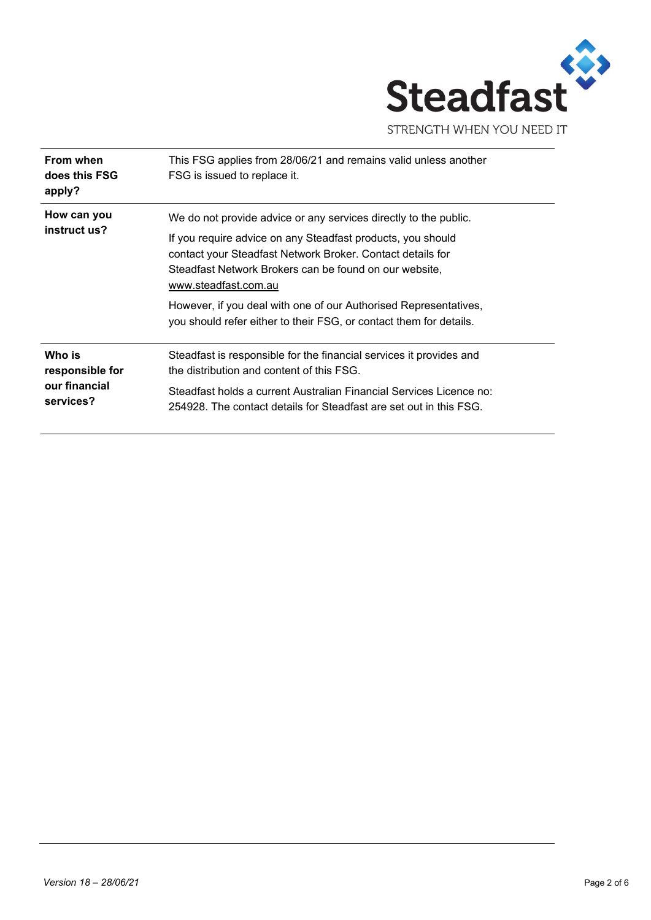| From when does this FSG apply? | This FSG applies from 28/06/21 and remains valid unless another FSG is issued to replace it. |
|---|---|
| How can you instruct us? | We do not provide advice or any services directly to the public.<br><br>If you require advice on any Steadfast products, you should contact your Steadfast Network Broker. Contact details for Steadfast Network Brokers can be found on our website, www.steadfast.com.au<br><br>However, if you deal with one of our Authorised Representatives, you should refer either to their FSG, or contact them for details. |
| Who is responsible for our financial services? | Steadfast is responsible for the financial services it provides and the distribution and content of this FSG.<br><br>Steadfast holds a current Australian Financial Services Licence no: 254928. The contact details for Steadfast are set out in this FSG. |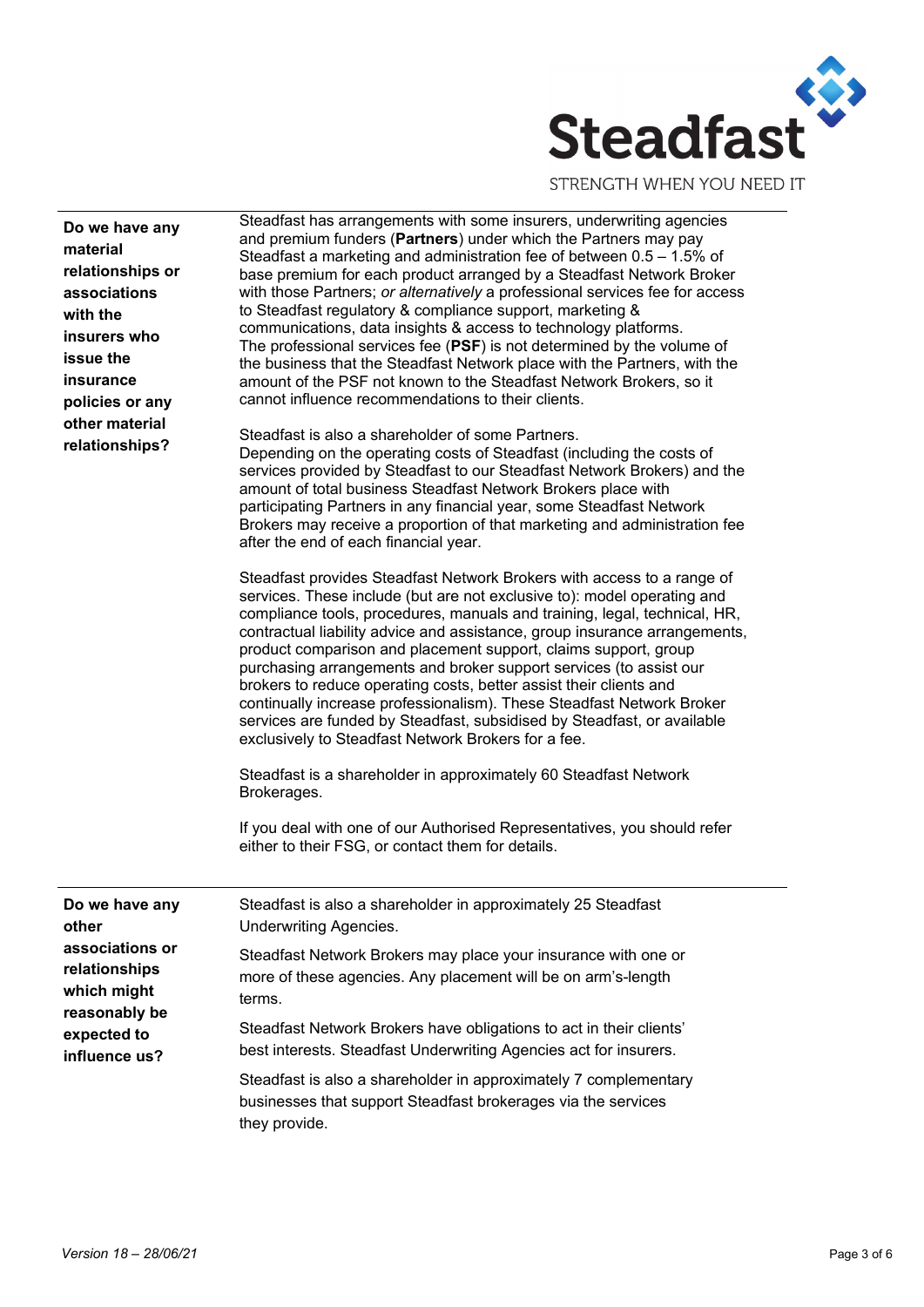| | |
|---|---|
| **Do we have any material relationships or associations with the insurers who issue the insurance policies or any other material relationships?** | Steadfast has arrangements with some insurers, underwriting agencies and premium funders (**Partners**) under which the Partners may pay Steadfast a marketing and administration fee of between 0.5 – 1.5% of base premium for each product arranged by a Steadfast Network Broker with those Partners; *or alternatively* a professional services fee for access to Steadfast regulatory & compliance support, marketing & communications, data insights & access to technology platforms. The professional services fee (**PSF**) is not determined by the volume of the business that the Steadfast Network place with the Partners, with the amount of the PSF not known to the Steadfast Network Brokers, so it cannot influence recommendations to their clients.<br><br>Steadfast is also a shareholder of some Partners. Depending on the operating costs of Steadfast (including the costs of services provided by Steadfast to our Steadfast Network Brokers) and the amount of total business Steadfast Network Brokers place with participating Partners in any financial year, some Steadfast Network Brokers may receive a proportion of that marketing and administration fee after the end of each financial year.<br><br>Steadfast provides Steadfast Network Brokers with access to a range of services. These include (but are not exclusive to): model operating and compliance tools, procedures, manuals and training, legal, technical, HR, contractual liability advice and assistance, group insurance arrangements, product comparison and placement support, claims support, group purchasing arrangements and broker support services (to assist our brokers to reduce operating costs, better assist their clients and continually increase professionalism). These Steadfast Network Broker services are funded by Steadfast, subsidised by Steadfast, or available exclusively to Steadfast Network Brokers for a fee.<br><br>Steadfast is a shareholder in approximately 60 Steadfast Network Brokerages.<br><br>If you deal with one of our Authorised Representatives, you should refer either to their FSG, or contact them for details. |
| **Do we have any other associations or relationships which might reasonably be expected to influence us?** | Steadfast is also a shareholder in approximately 25 Steadfast Underwriting Agencies.<br><br>Steadfast Network Brokers may place your insurance with one or more of these agencies. Any placement will be on arm's-length terms.<br><br>Steadfast Network Brokers have obligations to act in their clients' best interests. Steadfast Underwriting Agencies act for insurers.<br><br>Steadfast is also a shareholder in approximately 7 complementary businesses that support Steadfast brokerages via the services they provide. |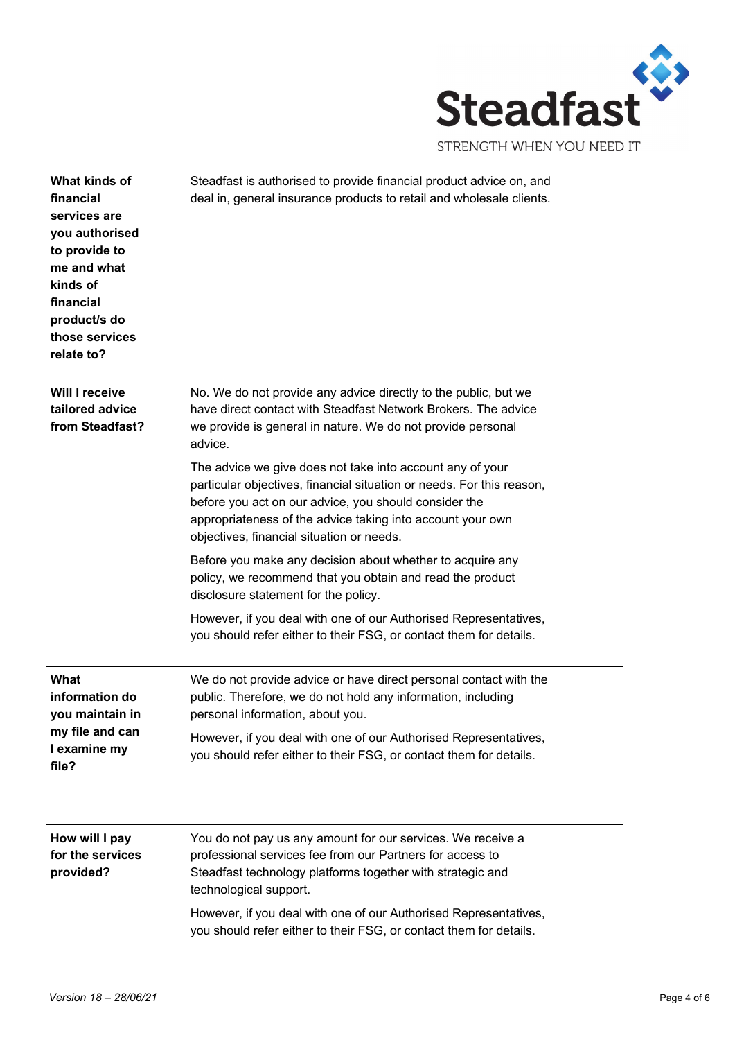| | |
|---|---|
| **What kinds of financial services are you authorised to provide to me and what kinds of financial product/s do those services relate to?** | Steadfast is authorised to provide financial product advice on, and deal in, general insurance products to retail and wholesale clients. |
| **Will I receive tailored advice from Steadfast?** | No. We do not provide any advice directly to the public, but we have direct contact with Steadfast Network Brokers. The advice we provide is general in nature. We do not provide personal advice.<br><br>The advice we give does not take into account any of your particular objectives, financial situation or needs. For this reason, before you act on our advice, you should consider the appropriateness of the advice taking into account your own objectives, financial situation or needs.<br><br>Before you make any decision about whether to acquire any policy, we recommend that you obtain and read the product disclosure statement for the policy.<br><br>However, if you deal with one of our Authorised Representatives, you should refer either to their FSG, or contact them for details. |
| **What information do you maintain in my file and can I examine my file?** | We do not provide advice or have direct personal contact with the public. Therefore, we do not hold any information, including personal information, about you.<br><br>However, if you deal with one of our Authorised Representatives, you should refer either to their FSG, or contact them for details. |
| **How will I pay for the services provided?** | You do not pay us any amount for our services. We receive a professional services fee from our Partners for access to Steadfast technology platforms together with strategic and technological support.<br><br>However, if you deal with one of our Authorised Representatives, you should refer either to their FSG, or contact them for details. |

*Version 18 – 28/06/21*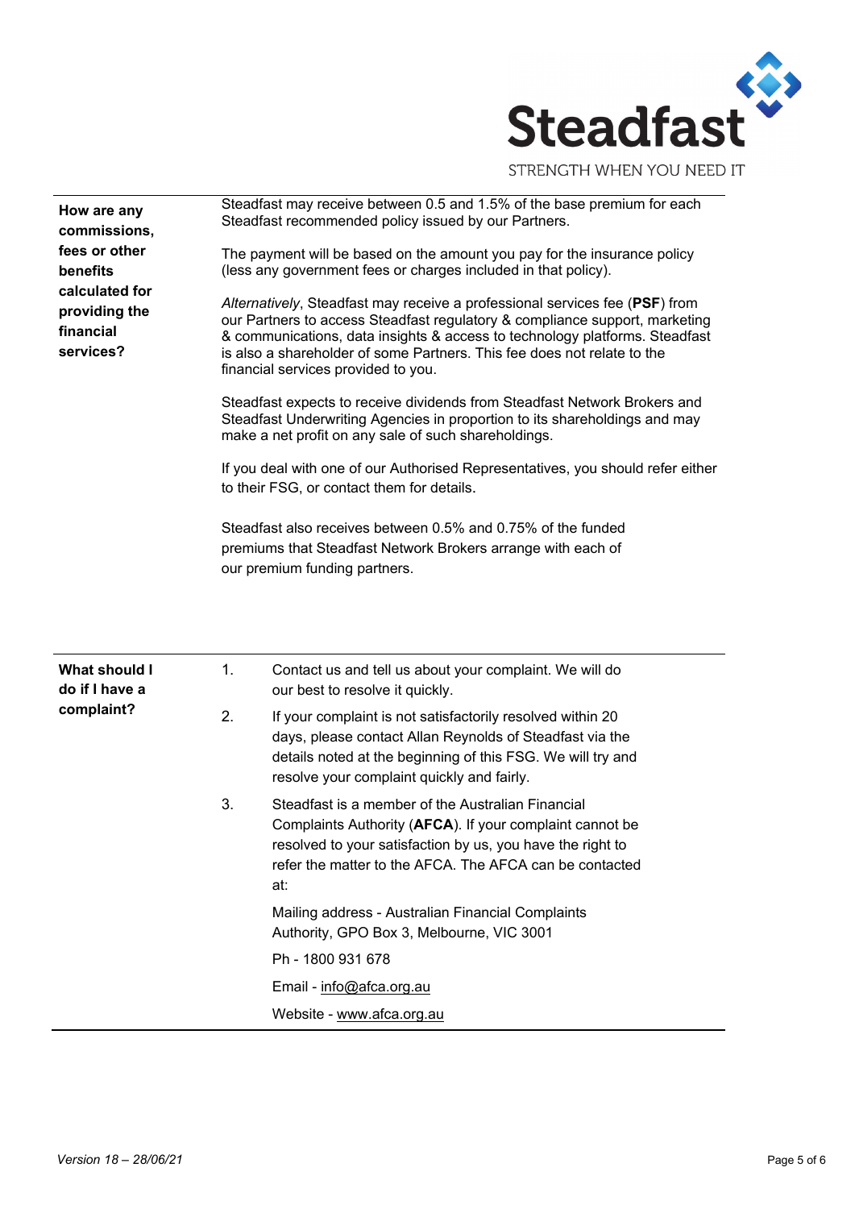| | |
|---|---|
| **How are any commissions, fees or other benefits calculated for providing the financial services?** | Steadfast may receive between 0.5 and 1.5% of the base premium for each Steadfast recommended policy issued by our Partners.<br><br>The payment will be based on the amount you pay for the insurance policy (less any government fees or charges included in that policy).<br><br>*Alternatively*, Steadfast may receive a professional services fee (**PSF**) from our Partners to access Steadfast regulatory & compliance support, marketing & communications, data insights & access to technology platforms. Steadfast is also a shareholder of some Partners. This fee does not relate to the financial services provided to you.<br><br>Steadfast expects to receive dividends from Steadfast Network Brokers and Steadfast Underwriting Agencies in proportion to its shareholdings and may make a net profit on any sale of such shareholdings.<br><br>If you deal with one of our Authorised Representatives, you should refer either to their FSG, or contact them for details.<br><br>Steadfast also receives between 0.5% and 0.75% of the funded premiums that Steadfast Network Brokers arrange with each of our premium funding partners. |
| **What should I do if I have a complaint?** | 1. Contact us and tell us about your complaint. We will do our best to resolve it quickly.<br><br>2. If your complaint is not satisfactorily resolved within 20 days, please contact Allan Reynolds of Steadfast via the details noted at the beginning of this FSG. We will try and resolve your complaint quickly and fairly.<br><br>3. Steadfast is a member of the Australian Financial Complaints Authority (**AFCA**). If your complaint cannot be resolved to your satisfaction by us, you have the right to refer the matter to the AFCA. The AFCA can be contacted at:<br><br>Mailing address - Australian Financial Complaints Authority, GPO Box 3, Melbourne, VIC 3001<br><br>Ph - 1800 931 678<br><br>Email - info@afca.org.au<br><br>Website - www.afca.org.au |

*Version 18 – 28/06/21*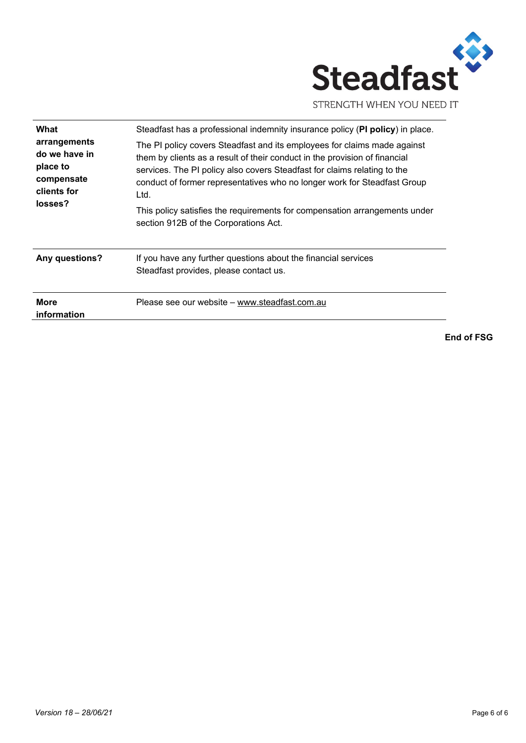| | |
|---|---|
| **What arrangements do we have in place to compensate clients for losses?** | Steadfast has a professional indemnity insurance policy (**PI policy**) in place.<br><br>The PI policy covers Steadfast and its employees for claims made against them by clients as a result of their conduct in the provision of financial services. The PI policy also covers Steadfast for claims relating to the conduct of former representatives who no longer work for Steadfast Group Ltd.<br><br>This policy satisfies the requirements for compensation arrangements under section 912B of the Corporations Act. |
| **Any questions?** | If you have any further questions about the financial services Steadfast provides, please contact us. |
| **More information** | Please see our website – www.steadfast.com.au |

**End of FSG**

*Version 18 – 28/06/21*